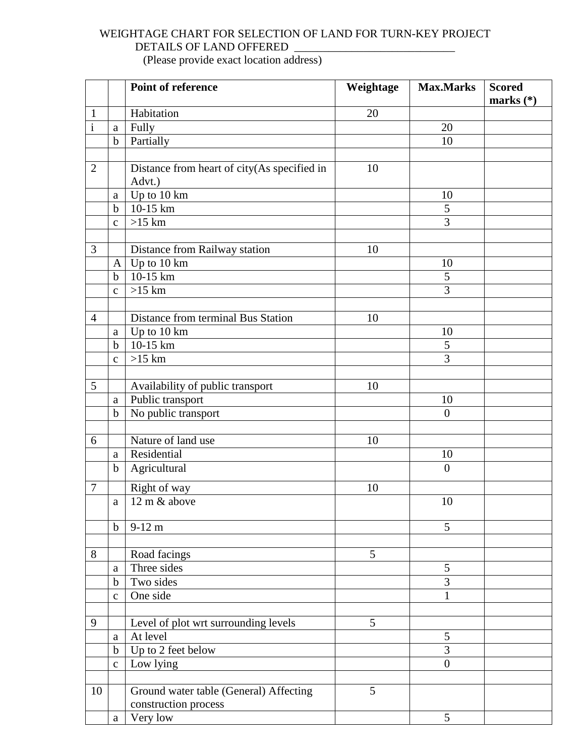WEIGHTAGE CHART FOR SELECTION OF LAND FOR TURN-KEY PROJECT

DETAILS OF LAND OFFERED ____________________________

(Please provide exact location address)

| | | Point of reference | Weightage | Max.Marks | Scored marks (*) |
|---|---|---|---|---|---|
| 1 | | Habitation | 20 | | |
| i | a | Fully | | 20 | |
| | b | Partially | | 10 | |
| | | | | | |
| 2 | | Distance from heart of city(As specified in Advt.) | 10 | | |
| | a | Up to 10 km | | 10 | |
| | b | 10-15 km | | 5 | |
| | c | >15 km | | 3 | |
| | | | | | |
| 3 | | Distance from Railway station | 10 | | |
| | A | Up to 10 km | | 10 | |
| | b | 10-15 km | | 5 | |
| | c | >15 km | | 3 | |
| | | | | | |
| 4 | | Distance from terminal Bus Station | 10 | | |
| | a | Up to 10 km | | 10 | |
| | b | 10-15 km | | 5 | |
| | c | >15 km | | 3 | |
| | | | | | |
| 5 | | Availability of public transport | 10 | | |
| | a | Public transport | | 10 | |
| | b | No public transport | | 0 | |
| | | | | | |
| 6 | | Nature of land use | 10 | | |
| | a | Residential | | 10 | |
| | b | Agricultural | | 0 | |
| 7 | | Right of way | 10 | | |
| | a | 12 m & above | | 10 | |
| | b | 9-12 m | | 5 | |
| | | | | | |
| 8 | | Road facings | 5 | | |
| | a | Three sides | | 5 | |
| | b | Two sides | | 3 | |
| | c | One side | | 1 | |
| | | | | | |
| 9 | | Level of plot wrt surrounding levels | 5 | | |
| | a | At level | | 5 | |
| | b | Up to 2 feet below | | 3 | |
| | c | Low lying | | 0 | |
| | | | | | |
| 10 | | Ground water table (General) Affecting construction process | 5 | | |
| | a | Very low | | 5 | |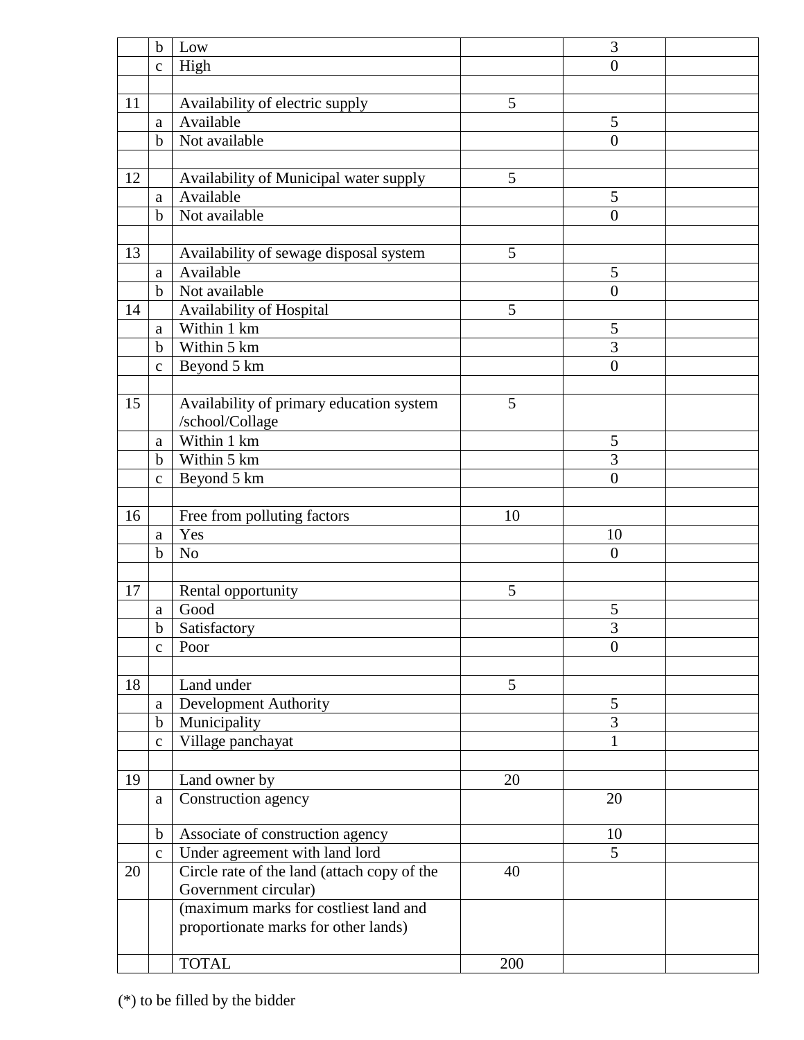| | | | | | |
|---|---|---|---|---|---|
| | b | Low | | 3 | |
| | c | High | | 0 | |
| | | | | | |
| 11 | | Availability of electric supply | 5 | | |
| | a | Available | | 5 | |
| | b | Not available | | 0 | |
| | | | | | |
| 12 | | Availability of Municipal water supply | 5 | | |
| | a | Available | | 5 | |
| | b | Not available | | 0 | |
| | | | | | |
| 13 | | Availability of sewage disposal system | 5 | | |
| | a | Available | | 5 | |
| | b | Not available | | 0 | |
| 14 | | Availability of Hospital | 5 | | |
| | a | Within 1 km | | 5 | |
| | b | Within 5 km | | 3 | |
| | c | Beyond 5 km | | 0 | |
| | | | | | |
| 15 | | Availability of primary education system /school/Collage | 5 | | |
| | a | Within 1 km | | 5 | |
| | b | Within 5 km | | 3 | |
| | c | Beyond 5 km | | 0 | |
| | | | | | |
| 16 | | Free from polluting factors | 10 | | |
| | a | Yes | | 10 | |
| | b | No | | 0 | |
| | | | | | |
| 17 | | Rental opportunity | 5 | | |
| | a | Good | | 5 | |
| | b | Satisfactory | | 3 | |
| | c | Poor | | 0 | |
| | | | | | |
| 18 | | Land under | 5 | | |
| | a | Development Authority | | 5 | |
| | b | Municipality | | 3 | |
| | c | Village panchayat | | 1 | |
| | | | | | |
| 19 | | Land owner by | 20 | | |
| | a | Construction agency | | 20 | |
| | b | Associate of construction agency | | 10 | |
| | c | Under agreement with land lord | | 5 | |
| 20 | | Circle rate of the land (attach copy of the Government circular) | 40 | | |
| | | (maximum marks for costliest land and proportionate marks for other lands) | | | |
| | | TOTAL | 200 | | |

(*) to be filled by the bidder